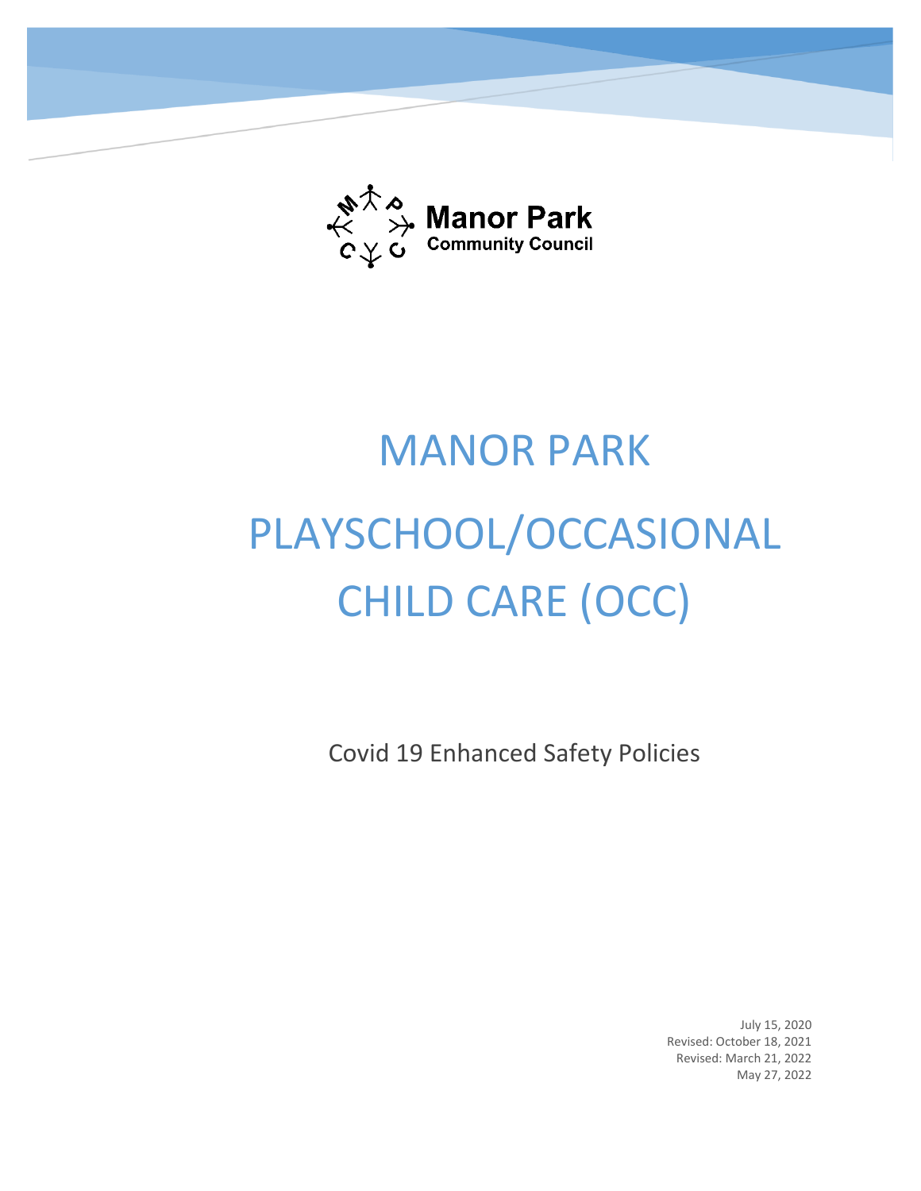Manor Park
Community Council

# MANOR PARK PLAYSCHOOL/OCCASIONAL CHILD CARE (OCC)

Covid 19 Enhanced Safety Policies

July 15, 2020
Revised: October 18, 2021
Revised: March 21, 2022
May 27, 2022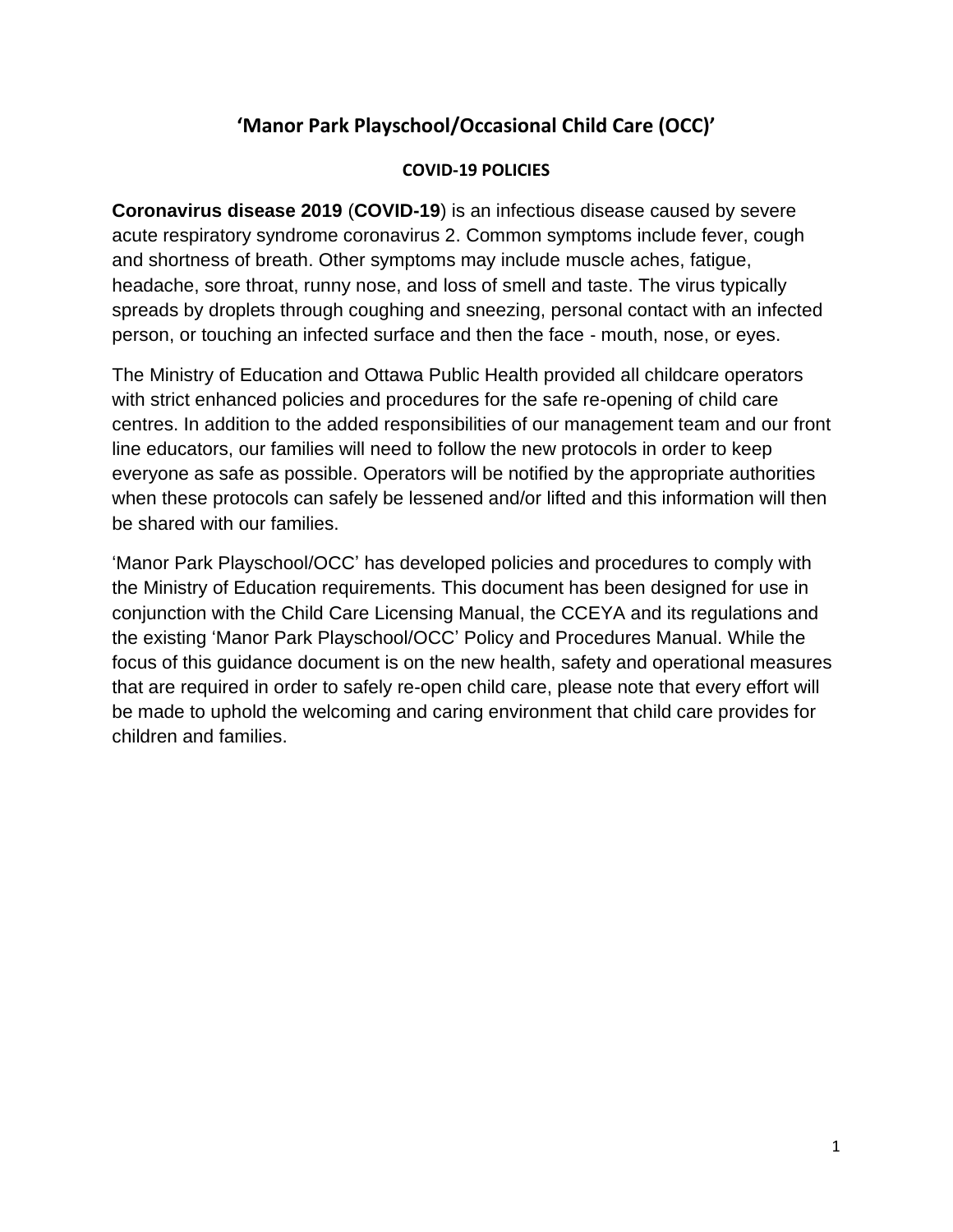# 'Manor Park Playschool/Occasional Child Care (OCC)'

## COVID-19 POLICIES

**Coronavirus disease 2019** (**COVID-19**) is an infectious disease caused by severe acute respiratory syndrome coronavirus 2. Common symptoms include fever, cough and shortness of breath. Other symptoms may include muscle aches, fatigue, headache, sore throat, runny nose, and loss of smell and taste. The virus typically spreads by droplets through coughing and sneezing, personal contact with an infected person, or touching an infected surface and then the face - mouth, nose, or eyes.

The Ministry of Education and Ottawa Public Health provided all childcare operators with strict enhanced policies and procedures for the safe re-opening of child care centres. In addition to the added responsibilities of our management team and our front line educators, our families will need to follow the new protocols in order to keep everyone as safe as possible. Operators will be notified by the appropriate authorities when these protocols can safely be lessened and/or lifted and this information will then be shared with our families.

'Manor Park Playschool/OCC' has developed policies and procedures to comply with the Ministry of Education requirements. This document has been designed for use in conjunction with the Child Care Licensing Manual, the CCEYA and its regulations and the existing 'Manor Park Playschool/OCC' Policy and Procedures Manual. While the focus of this guidance document is on the new health, safety and operational measures that are required in order to safely re-open child care, please note that every effort will be made to uphold the welcoming and caring environment that child care provides for children and families.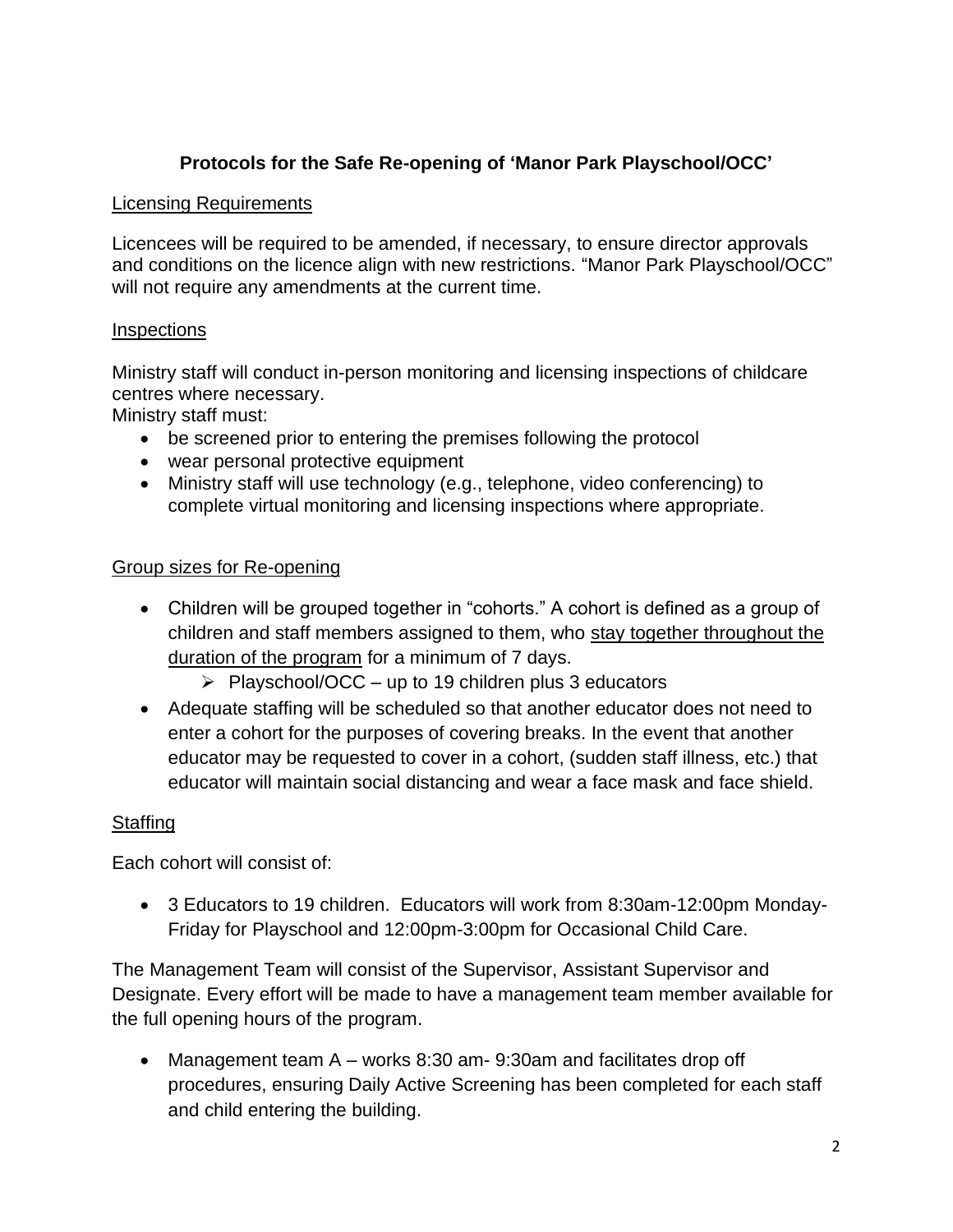## Protocols for the Safe Re-opening of 'Manor Park Playschool/OCC'

<u>Licensing Requirements</u>

Licencees will be required to be amended, if necessary, to ensure director approvals and conditions on the licence align with new restrictions. "Manor Park Playschool/OCC" will not require any amendments at the current time.

<u>Inspections</u>

Ministry staff will conduct in-person monitoring and licensing inspections of childcare centres where necessary.
Ministry staff must:

- be screened prior to entering the premises following the protocol
- wear personal protective equipment
- Ministry staff will use technology (e.g., telephone, video conferencing) to complete virtual monitoring and licensing inspections where appropriate.

<u>Group sizes for Re-opening</u>

- Children will be grouped together in "cohorts." A cohort is defined as a group of children and staff members assigned to them, who <u>stay together throughout the duration of the program</u> for a minimum of 7 days.
  - Playschool/OCC – up to 19 children plus 3 educators
- Adequate staffing will be scheduled so that another educator does not need to enter a cohort for the purposes of covering breaks. In the event that another educator may be requested to cover in a cohort, (sudden staff illness, etc.) that educator will maintain social distancing and wear a face mask and face shield.

<u>Staffing</u>

Each cohort will consist of:

- 3 Educators to 19 children. Educators will work from 8:30am-12:00pm Monday-Friday for Playschool and 12:00pm-3:00pm for Occasional Child Care.

The Management Team will consist of the Supervisor, Assistant Supervisor and Designate. Every effort will be made to have a management team member available for the full opening hours of the program.

- Management team A – works 8:30 am- 9:30am and facilitates drop off procedures, ensuring Daily Active Screening has been completed for each staff and child entering the building.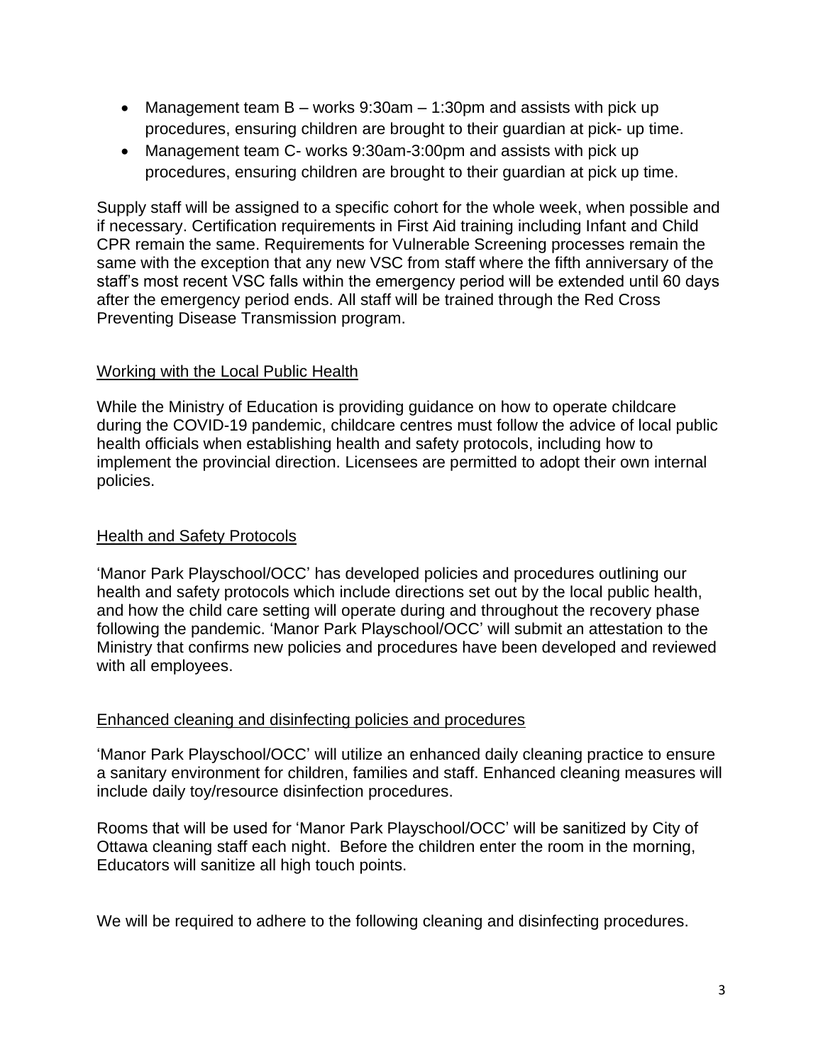- Management team B – works 9:30am – 1:30pm and assists with pick up procedures, ensuring children are brought to their guardian at pick- up time.
- Management team C- works 9:30am-3:00pm and assists with pick up procedures, ensuring children are brought to their guardian at pick up time.

Supply staff will be assigned to a specific cohort for the whole week, when possible and if necessary. Certification requirements in First Aid training including Infant and Child CPR remain the same. Requirements for Vulnerable Screening processes remain the same with the exception that any new VSC from staff where the fifth anniversary of the staff's most recent VSC falls within the emergency period will be extended until 60 days after the emergency period ends. All staff will be trained through the Red Cross Preventing Disease Transmission program.

## Working with the Local Public Health

While the Ministry of Education is providing guidance on how to operate childcare during the COVID-19 pandemic, childcare centres must follow the advice of local public health officials when establishing health and safety protocols, including how to implement the provincial direction. Licensees are permitted to adopt their own internal policies.

## Health and Safety Protocols

'Manor Park Playschool/OCC' has developed policies and procedures outlining our health and safety protocols which include directions set out by the local public health, and how the child care setting will operate during and throughout the recovery phase following the pandemic. 'Manor Park Playschool/OCC' will submit an attestation to the Ministry that confirms new policies and procedures have been developed and reviewed with all employees.

## Enhanced cleaning and disinfecting policies and procedures

'Manor Park Playschool/OCC' will utilize an enhanced daily cleaning practice to ensure a sanitary environment for children, families and staff. Enhanced cleaning measures will include daily toy/resource disinfection procedures.

Rooms that will be used for 'Manor Park Playschool/OCC' will be sanitized by City of Ottawa cleaning staff each night. Before the children enter the room in the morning, Educators will sanitize all high touch points.

We will be required to adhere to the following cleaning and disinfecting procedures.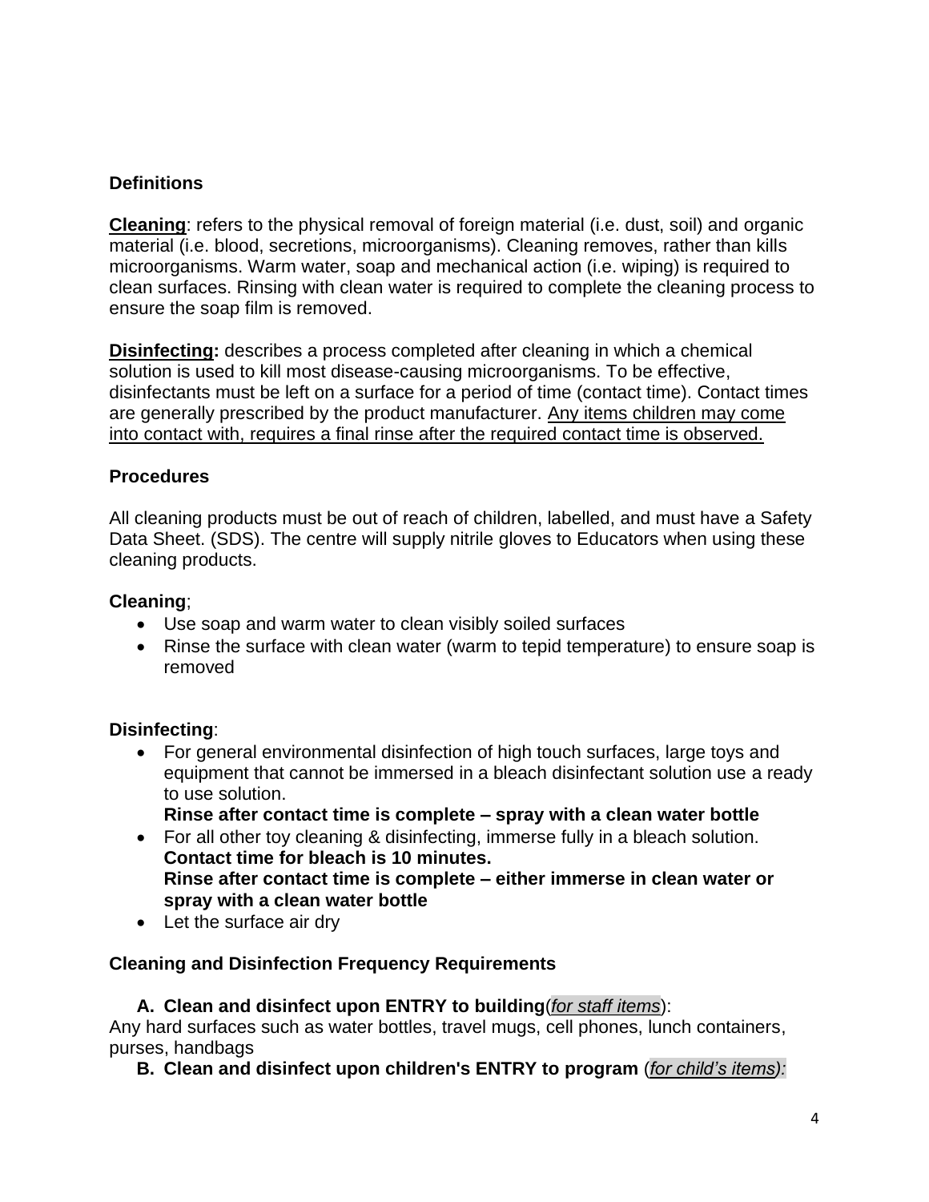## Definitions

**Cleaning**: refers to the physical removal of foreign material (i.e. dust, soil) and organic material (i.e. blood, secretions, microorganisms). Cleaning removes, rather than kills microorganisms. Warm water, soap and mechanical action (i.e. wiping) is required to clean surfaces. Rinsing with clean water is required to complete the cleaning process to ensure the soap film is removed.

**Disinfecting:** describes a process completed after cleaning in which a chemical solution is used to kill most disease-causing microorganisms. To be effective, disinfectants must be left on a surface for a period of time (contact time). Contact times are generally prescribed by the product manufacturer. <u>Any items children may come into contact with, requires a final rinse after the required contact time is observed.</u>

## Procedures

All cleaning products must be out of reach of children, labelled, and must have a Safety Data Sheet. (SDS). The centre will supply nitrile gloves to Educators when using these cleaning products.

**Cleaning**;

- Use soap and warm water to clean visibly soiled surfaces
- Rinse the surface with clean water (warm to tepid temperature) to ensure soap is removed

**Disinfecting**:

- For general environmental disinfection of high touch surfaces, large toys and equipment that cannot be immersed in a bleach disinfectant solution use a ready to use solution.
  **Rinse after contact time is complete – spray with a clean water bottle**
- For all other toy cleaning & disinfecting, immerse fully in a bleach solution.
  **Contact time for bleach is 10 minutes.**
  **Rinse after contact time is complete – either immerse in clean water or spray with a clean water bottle**
- Let the surface air dry

## Cleaning and Disinfection Frequency Requirements

**A. Clean and disinfect upon ENTRY to building**(*<u>for staff items</u>*):

Any hard surfaces such as water bottles, travel mugs, cell phones, lunch containers, purses, handbags

**B. Clean and disinfect upon children's ENTRY to program** (*<u>for child's items</u>):*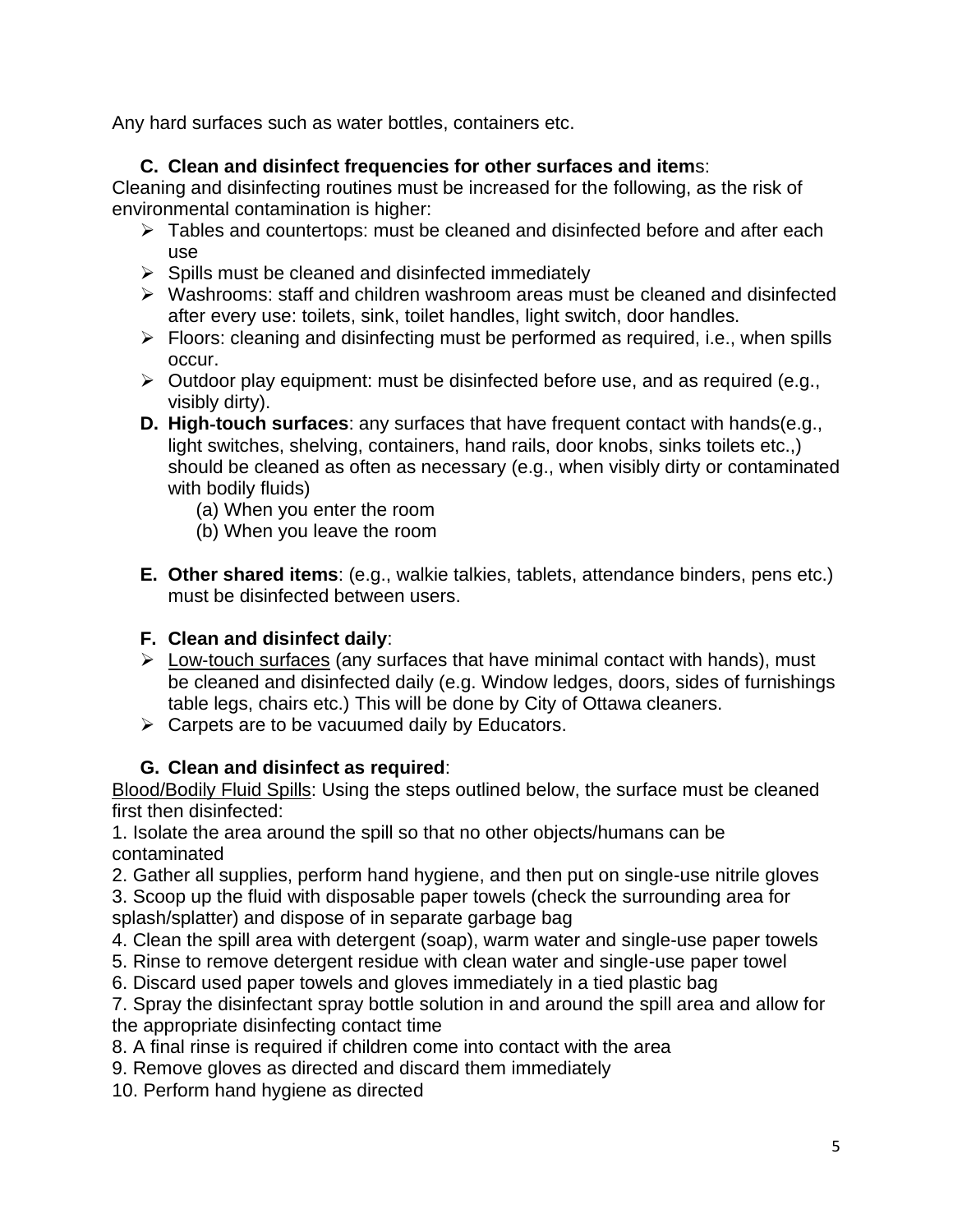Any hard surfaces such as water bottles, containers etc.

**C. Clean and disinfect frequencies for other surfaces and item**s:

Cleaning and disinfecting routines must be increased for the following, as the risk of environmental contamination is higher:

- Tables and countertops: must be cleaned and disinfected before and after each use
- Spills must be cleaned and disinfected immediately
- Washrooms: staff and children washroom areas must be cleaned and disinfected after every use: toilets, sink, toilet handles, light switch, door handles.
- Floors: cleaning and disinfecting must be performed as required, i.e., when spills occur.
- Outdoor play equipment: must be disinfected before use, and as required (e.g., visibly dirty).

**D. High-touch surfaces**: any surfaces that have frequent contact with hands(e.g., light switches, shelving, containers, hand rails, door knobs, sinks toilets etc.,) should be cleaned as often as necessary (e.g., when visibly dirty or contaminated with bodily fluids)

(a) When you enter the room
(b) When you leave the room

**E. Other shared items**: (e.g., walkie talkies, tablets, attendance binders, pens etc.) must be disinfected between users.

**F. Clean and disinfect daily**:

- <u>Low-touch surfaces</u> (any surfaces that have minimal contact with hands), must be cleaned and disinfected daily (e.g. Window ledges, doors, sides of furnishings table legs, chairs etc.) This will be done by City of Ottawa cleaners.
- Carpets are to be vacuumed daily by Educators.

**G. Clean and disinfect as required**:

<u>Blood/Bodily Fluid Spills</u>: Using the steps outlined below, the surface must be cleaned first then disinfected:

1. Isolate the area around the spill so that no other objects/humans can be contaminated
2. Gather all supplies, perform hand hygiene, and then put on single-use nitrile gloves
3. Scoop up the fluid with disposable paper towels (check the surrounding area for splash/splatter) and dispose of in separate garbage bag
4. Clean the spill area with detergent (soap), warm water and single-use paper towels
5. Rinse to remove detergent residue with clean water and single-use paper towel
6. Discard used paper towels and gloves immediately in a tied plastic bag
7. Spray the disinfectant spray bottle solution in and around the spill area and allow for the appropriate disinfecting contact time
8. A final rinse is required if children come into contact with the area
9. Remove gloves as directed and discard them immediately
10. Perform hand hygiene as directed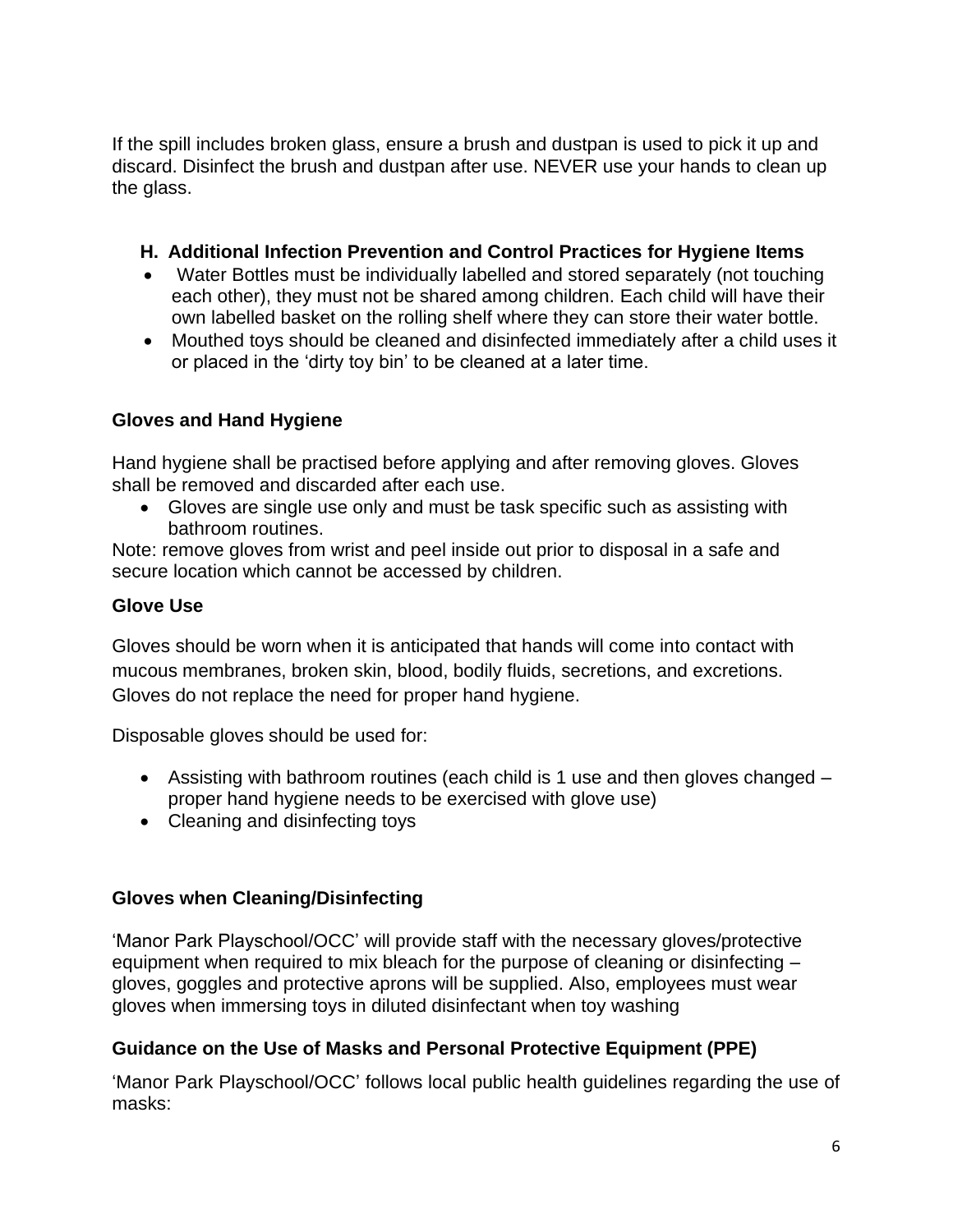If the spill includes broken glass, ensure a brush and dustpan is used to pick it up and discard. Disinfect the brush and dustpan after use. NEVER use your hands to clean up the glass.

### H. Additional Infection Prevention and Control Practices for Hygiene Items

- Water Bottles must be individually labelled and stored separately (not touching each other), they must not be shared among children. Each child will have their own labelled basket on the rolling shelf where they can store their water bottle.
- Mouthed toys should be cleaned and disinfected immediately after a child uses it or placed in the 'dirty toy bin' to be cleaned at a later time.

### Gloves and Hand Hygiene

Hand hygiene shall be practised before applying and after removing gloves. Gloves shall be removed and discarded after each use.

- Gloves are single use only and must be task specific such as assisting with bathroom routines.

Note: remove gloves from wrist and peel inside out prior to disposal in a safe and secure location which cannot be accessed by children.

### Glove Use

Gloves should be worn when it is anticipated that hands will come into contact with mucous membranes, broken skin, blood, bodily fluids, secretions, and excretions. Gloves do not replace the need for proper hand hygiene.

Disposable gloves should be used for:

- Assisting with bathroom routines (each child is 1 use and then gloves changed – proper hand hygiene needs to be exercised with glove use)
- Cleaning and disinfecting toys

### Gloves when Cleaning/Disinfecting

'Manor Park Playschool/OCC' will provide staff with the necessary gloves/protective equipment when required to mix bleach for the purpose of cleaning or disinfecting – gloves, goggles and protective aprons will be supplied. Also, employees must wear gloves when immersing toys in diluted disinfectant when toy washing

### Guidance on the Use of Masks and Personal Protective Equipment (PPE)

'Manor Park Playschool/OCC' follows local public health guidelines regarding the use of masks: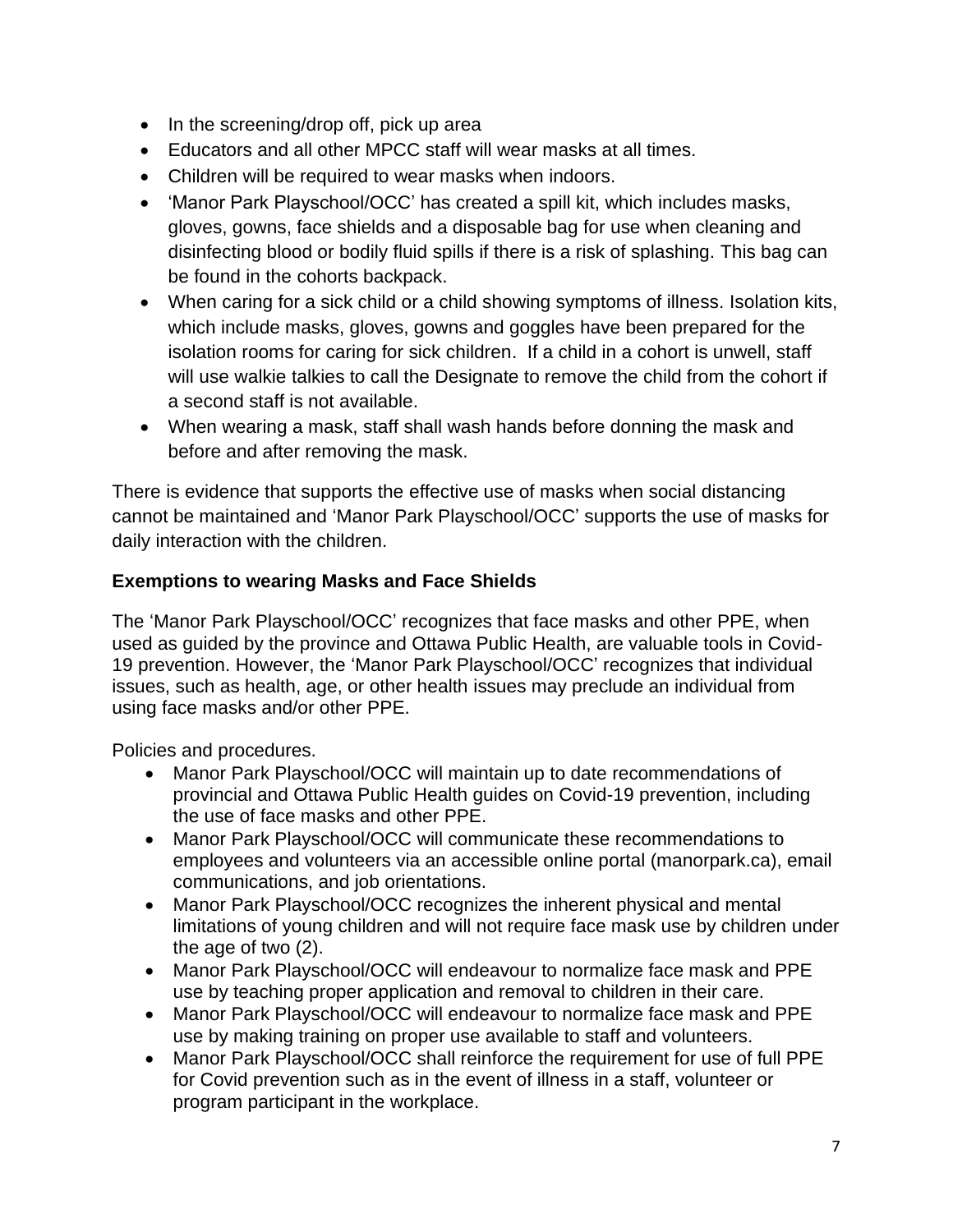- In the screening/drop off, pick up area
- Educators and all other MPCC staff will wear masks at all times.
- Children will be required to wear masks when indoors.
- 'Manor Park Playschool/OCC' has created a spill kit, which includes masks, gloves, gowns, face shields and a disposable bag for use when cleaning and disinfecting blood or bodily fluid spills if there is a risk of splashing. This bag can be found in the cohorts backpack.
- When caring for a sick child or a child showing symptoms of illness. Isolation kits, which include masks, gloves, gowns and goggles have been prepared for the isolation rooms for caring for sick children. If a child in a cohort is unwell, staff will use walkie talkies to call the Designate to remove the child from the cohort if a second staff is not available.
- When wearing a mask, staff shall wash hands before donning the mask and before and after removing the mask.

There is evidence that supports the effective use of masks when social distancing cannot be maintained and 'Manor Park Playschool/OCC' supports the use of masks for daily interaction with the children.

**Exemptions to wearing Masks and Face Shields**

The 'Manor Park Playschool/OCC' recognizes that face masks and other PPE, when used as guided by the province and Ottawa Public Health, are valuable tools in Covid-19 prevention. However, the 'Manor Park Playschool/OCC' recognizes that individual issues, such as health, age, or other health issues may preclude an individual from using face masks and/or other PPE.

Policies and procedures.

- Manor Park Playschool/OCC will maintain up to date recommendations of provincial and Ottawa Public Health guides on Covid-19 prevention, including the use of face masks and other PPE.
- Manor Park Playschool/OCC will communicate these recommendations to employees and volunteers via an accessible online portal (manorpark.ca), email communications, and job orientations.
- Manor Park Playschool/OCC recognizes the inherent physical and mental limitations of young children and will not require face mask use by children under the age of two (2).
- Manor Park Playschool/OCC will endeavour to normalize face mask and PPE use by teaching proper application and removal to children in their care.
- Manor Park Playschool/OCC will endeavour to normalize face mask and PPE use by making training on proper use available to staff and volunteers.
- Manor Park Playschool/OCC shall reinforce the requirement for use of full PPE for Covid prevention such as in the event of illness in a staff, volunteer or program participant in the workplace.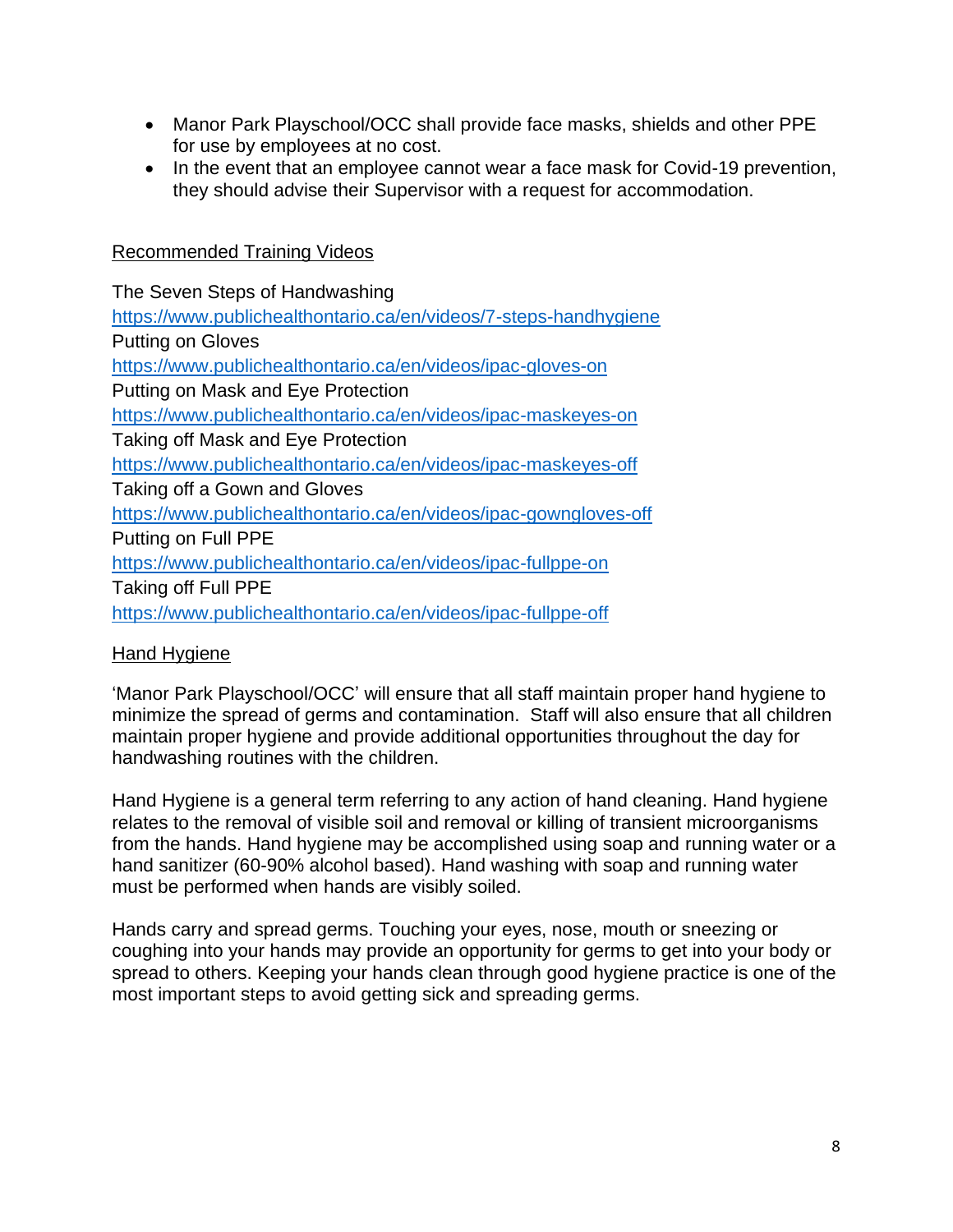- Manor Park Playschool/OCC shall provide face masks, shields and other PPE for use by employees at no cost.
- In the event that an employee cannot wear a face mask for Covid-19 prevention, they should advise their Supervisor with a request for accommodation.

## Recommended Training Videos

The Seven Steps of Handwashing
https://www.publichealthontario.ca/en/videos/7-steps-handhygiene
Putting on Gloves
https://www.publichealthontario.ca/en/videos/ipac-gloves-on
Putting on Mask and Eye Protection
https://www.publichealthontario.ca/en/videos/ipac-maskeyes-on
Taking off Mask and Eye Protection
https://www.publichealthontario.ca/en/videos/ipac-maskeyes-off
Taking off a Gown and Gloves
https://www.publichealthontario.ca/en/videos/ipac-gowngloves-off
Putting on Full PPE
https://www.publichealthontario.ca/en/videos/ipac-fullppe-on
Taking off Full PPE
https://www.publichealthontario.ca/en/videos/ipac-fullppe-off

## Hand Hygiene

'Manor Park Playschool/OCC' will ensure that all staff maintain proper hand hygiene to minimize the spread of germs and contamination. Staff will also ensure that all children maintain proper hygiene and provide additional opportunities throughout the day for handwashing routines with the children.

Hand Hygiene is a general term referring to any action of hand cleaning. Hand hygiene relates to the removal of visible soil and removal or killing of transient microorganisms from the hands. Hand hygiene may be accomplished using soap and running water or a hand sanitizer (60-90% alcohol based). Hand washing with soap and running water must be performed when hands are visibly soiled.

Hands carry and spread germs. Touching your eyes, nose, mouth or sneezing or coughing into your hands may provide an opportunity for germs to get into your body or spread to others. Keeping your hands clean through good hygiene practice is one of the most important steps to avoid getting sick and spreading germs.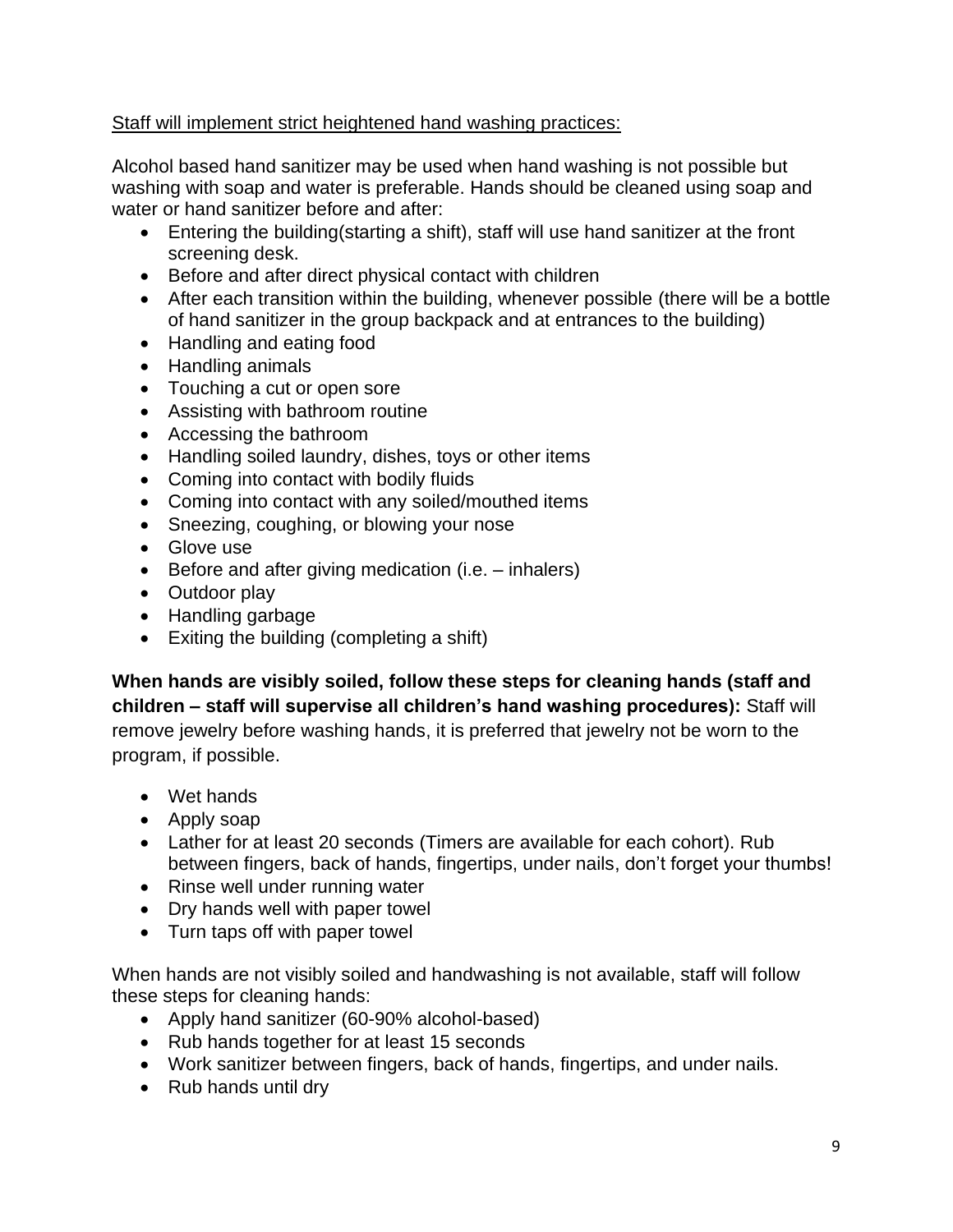Staff will implement strict heightened hand washing practices:

Alcohol based hand sanitizer may be used when hand washing is not possible but washing with soap and water is preferable. Hands should be cleaned using soap and water or hand sanitizer before and after:

- Entering the building(starting a shift), staff will use hand sanitizer at the front screening desk.
- Before and after direct physical contact with children
- After each transition within the building, whenever possible (there will be a bottle of hand sanitizer in the group backpack and at entrances to the building)
- Handling and eating food
- Handling animals
- Touching a cut or open sore
- Assisting with bathroom routine
- Accessing the bathroom
- Handling soiled laundry, dishes, toys or other items
- Coming into contact with bodily fluids
- Coming into contact with any soiled/mouthed items
- Sneezing, coughing, or blowing your nose
- Glove use
- Before and after giving medication (i.e. – inhalers)
- Outdoor play
- Handling garbage
- Exiting the building (completing a shift)

**When hands are visibly soiled, follow these steps for cleaning hands (staff and children – staff will supervise all children's hand washing procedures):** Staff will remove jewelry before washing hands, it is preferred that jewelry not be worn to the program, if possible.

- Wet hands
- Apply soap
- Lather for at least 20 seconds (Timers are available for each cohort). Rub between fingers, back of hands, fingertips, under nails, don't forget your thumbs!
- Rinse well under running water
- Dry hands well with paper towel
- Turn taps off with paper towel

When hands are not visibly soiled and handwashing is not available, staff will follow these steps for cleaning hands:

- Apply hand sanitizer (60-90% alcohol-based)
- Rub hands together for at least 15 seconds
- Work sanitizer between fingers, back of hands, fingertips, and under nails.
- Rub hands until dry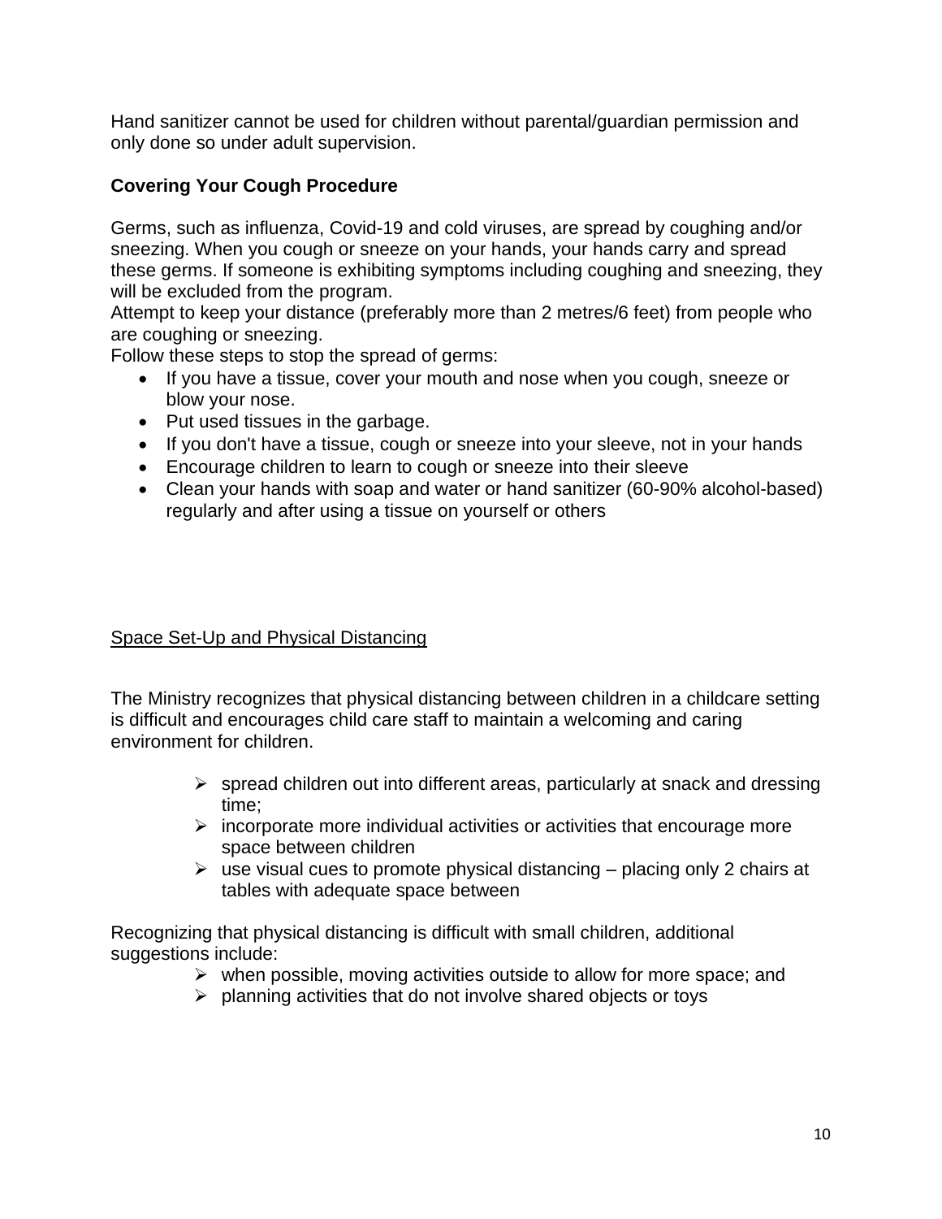Hand sanitizer cannot be used for children without parental/guardian permission and only done so under adult supervision.

**Covering Your Cough Procedure**

Germs, such as influenza, Covid-19 and cold viruses, are spread by coughing and/or sneezing. When you cough or sneeze on your hands, your hands carry and spread these germs. If someone is exhibiting symptoms including coughing and sneezing, they will be excluded from the program.
Attempt to keep your distance (preferably more than 2 metres/6 feet) from people who are coughing or sneezing.
Follow these steps to stop the spread of germs:

- If you have a tissue, cover your mouth and nose when you cough, sneeze or blow your nose.
- Put used tissues in the garbage.
- If you don't have a tissue, cough or sneeze into your sleeve, not in your hands
- Encourage children to learn to cough or sneeze into their sleeve
- Clean your hands with soap and water or hand sanitizer (60-90% alcohol-based) regularly and after using a tissue on yourself or others

<u>Space Set-Up and Physical Distancing</u>

The Ministry recognizes that physical distancing between children in a childcare setting is difficult and encourages child care staff to maintain a welcoming and caring environment for children.

- spread children out into different areas, particularly at snack and dressing time;
- incorporate more individual activities or activities that encourage more space between children
- use visual cues to promote physical distancing – placing only 2 chairs at tables with adequate space between

Recognizing that physical distancing is difficult with small children, additional suggestions include:

- when possible, moving activities outside to allow for more space; and
- planning activities that do not involve shared objects or toys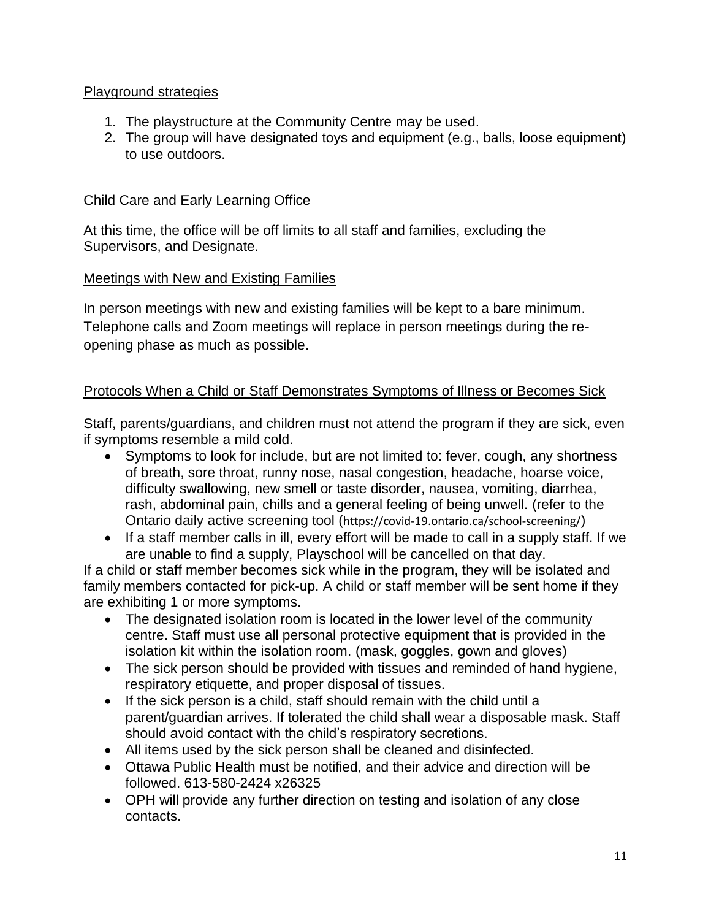## Playground strategies

1. The playstructure at the Community Centre may be used.
2. The group will have designated toys and equipment (e.g., balls, loose equipment) to use outdoors.

## Child Care and Early Learning Office

At this time, the office will be off limits to all staff and families, excluding the Supervisors, and Designate.

## Meetings with New and Existing Families

In person meetings with new and existing families will be kept to a bare minimum. Telephone calls and Zoom meetings will replace in person meetings during the re-opening phase as much as possible.

## Protocols When a Child or Staff Demonstrates Symptoms of Illness or Becomes Sick

Staff, parents/guardians, and children must not attend the program if they are sick, even if symptoms resemble a mild cold.

- Symptoms to look for include, but are not limited to: fever, cough, any shortness of breath, sore throat, runny nose, nasal congestion, headache, hoarse voice, difficulty swallowing, new smell or taste disorder, nausea, vomiting, diarrhea, rash, abdominal pain, chills and a general feeling of being unwell. (refer to the Ontario daily active screening tool (https://covid-19.ontario.ca/school-screening/)
- If a staff member calls in ill, every effort will be made to call in a supply staff. If we are unable to find a supply, Playschool will be cancelled on that day.

If a child or staff member becomes sick while in the program, they will be isolated and family members contacted for pick-up. A child or staff member will be sent home if they are exhibiting 1 or more symptoms.

- The designated isolation room is located in the lower level of the community centre. Staff must use all personal protective equipment that is provided in the isolation kit within the isolation room. (mask, goggles, gown and gloves)
- The sick person should be provided with tissues and reminded of hand hygiene, respiratory etiquette, and proper disposal of tissues.
- If the sick person is a child, staff should remain with the child until a parent/guardian arrives. If tolerated the child shall wear a disposable mask. Staff should avoid contact with the child's respiratory secretions.
- All items used by the sick person shall be cleaned and disinfected.
- Ottawa Public Health must be notified, and their advice and direction will be followed. 613-580-2424 x26325
- OPH will provide any further direction on testing and isolation of any close contacts.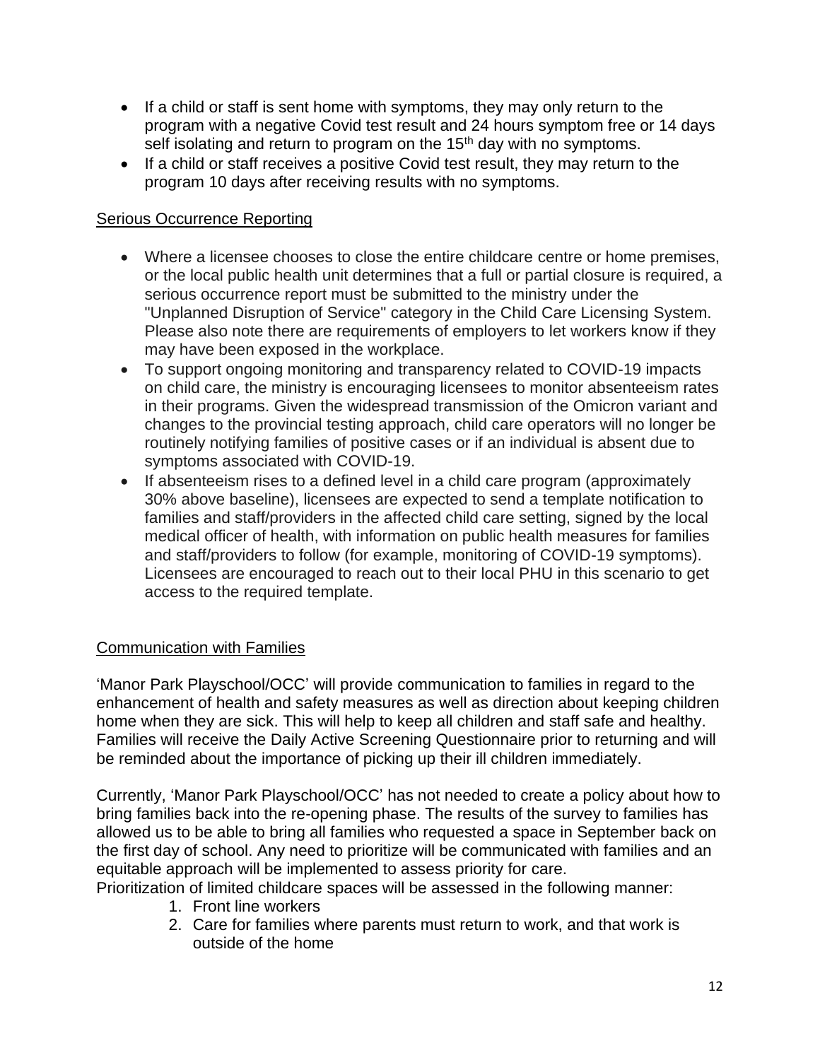- If a child or staff is sent home with symptoms, they may only return to the program with a negative Covid test result and 24 hours symptom free or 14 days self isolating and return to program on the 15th day with no symptoms.
- If a child or staff receives a positive Covid test result, they may return to the program 10 days after receiving results with no symptoms.

## Serious Occurrence Reporting

- Where a licensee chooses to close the entire childcare centre or home premises, or the local public health unit determines that a full or partial closure is required, a serious occurrence report must be submitted to the ministry under the "Unplanned Disruption of Service" category in the Child Care Licensing System. Please also note there are requirements of employers to let workers know if they may have been exposed in the workplace.
- To support ongoing monitoring and transparency related to COVID-19 impacts on child care, the ministry is encouraging licensees to monitor absenteeism rates in their programs. Given the widespread transmission of the Omicron variant and changes to the provincial testing approach, child care operators will no longer be routinely notifying families of positive cases or if an individual is absent due to symptoms associated with COVID-19.
- If absenteeism rises to a defined level in a child care program (approximately 30% above baseline), licensees are expected to send a template notification to families and staff/providers in the affected child care setting, signed by the local medical officer of health, with information on public health measures for families and staff/providers to follow (for example, monitoring of COVID-19 symptoms). Licensees are encouraged to reach out to their local PHU in this scenario to get access to the required template.

## Communication with Families

'Manor Park Playschool/OCC' will provide communication to families in regard to the enhancement of health and safety measures as well as direction about keeping children home when they are sick. This will help to keep all children and staff safe and healthy. Families will receive the Daily Active Screening Questionnaire prior to returning and will be reminded about the importance of picking up their ill children immediately.

Currently, 'Manor Park Playschool/OCC' has not needed to create a policy about how to bring families back into the re-opening phase. The results of the survey to families has allowed us to be able to bring all families who requested a space in September back on the first day of school. Any need to prioritize will be communicated with families and an equitable approach will be implemented to assess priority for care.
Prioritization of limited childcare spaces will be assessed in the following manner:

1. Front line workers
2. Care for families where parents must return to work, and that work is outside of the home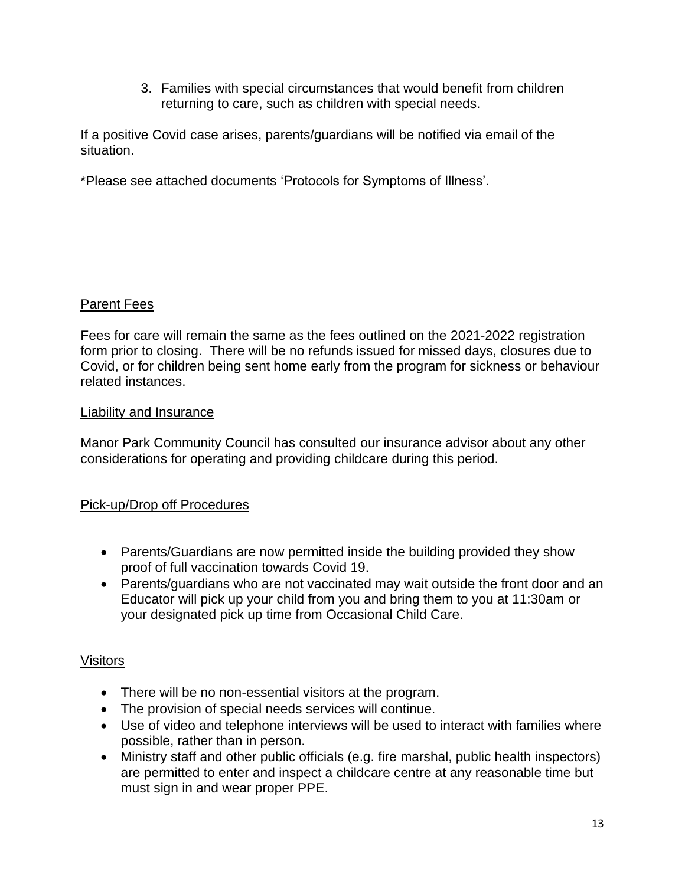3. Families with special circumstances that would benefit from children returning to care, such as children with special needs.

If a positive Covid case arises, parents/guardians will be notified via email of the situation.

*Please see attached documents 'Protocols for Symptoms of Illness'.

## Parent Fees

Fees for care will remain the same as the fees outlined on the 2021-2022 registration form prior to closing. There will be no refunds issued for missed days, closures due to Covid, or for children being sent home early from the program for sickness or behaviour related instances.

## Liability and Insurance

Manor Park Community Council has consulted our insurance advisor about any other considerations for operating and providing childcare during this period.

## Pick-up/Drop off Procedures

- Parents/Guardians are now permitted inside the building provided they show proof of full vaccination towards Covid 19.
- Parents/guardians who are not vaccinated may wait outside the front door and an Educator will pick up your child from you and bring them to you at 11:30am or your designated pick up time from Occasional Child Care.

## Visitors

- There will be no non-essential visitors at the program.
- The provision of special needs services will continue.
- Use of video and telephone interviews will be used to interact with families where possible, rather than in person.
- Ministry staff and other public officials (e.g. fire marshal, public health inspectors) are permitted to enter and inspect a childcare centre at any reasonable time but must sign in and wear proper PPE.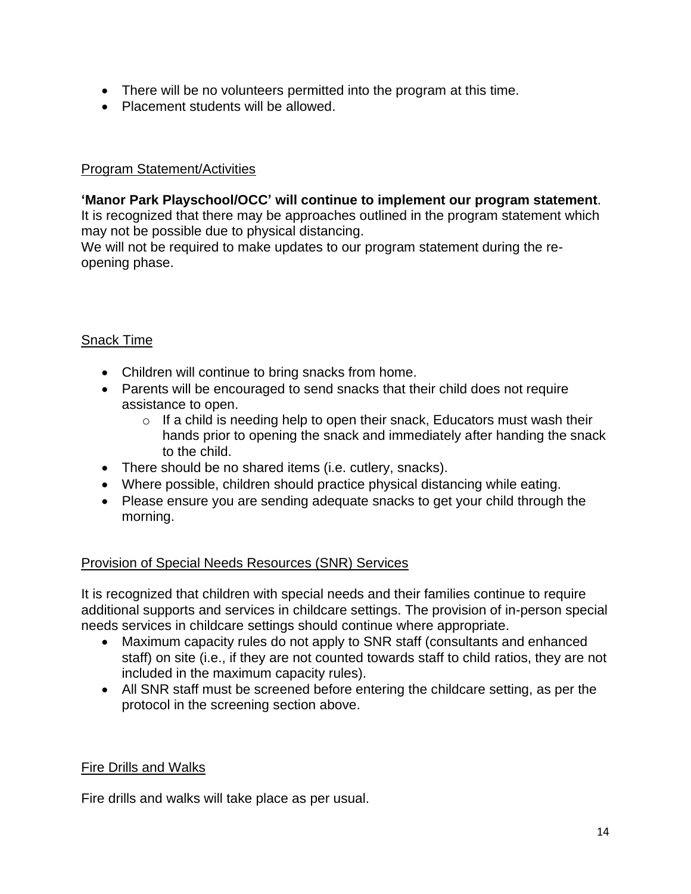- There will be no volunteers permitted into the program at this time.
- Placement students will be allowed.

## Program Statement/Activities

**'Manor Park Playschool/OCC' will continue to implement our program statement**. It is recognized that there may be approaches outlined in the program statement which may not be possible due to physical distancing.
We will not be required to make updates to our program statement during the re-opening phase.

## Snack Time

- Children will continue to bring snacks from home.
- Parents will be encouraged to send snacks that their child does not require assistance to open.
  - If a child is needing help to open their snack, Educators must wash their hands prior to opening the snack and immediately after handing the snack to the child.
- There should be no shared items (i.e. cutlery, snacks).
- Where possible, children should practice physical distancing while eating.
- Please ensure you are sending adequate snacks to get your child through the morning.

## Provision of Special Needs Resources (SNR) Services

It is recognized that children with special needs and their families continue to require additional supports and services in childcare settings. The provision of in-person special needs services in childcare settings should continue where appropriate.

- Maximum capacity rules do not apply to SNR staff (consultants and enhanced staff) on site (i.e., if they are not counted towards staff to child ratios, they are not included in the maximum capacity rules).
- All SNR staff must be screened before entering the childcare setting, as per the protocol in the screening section above.

## Fire Drills and Walks

Fire drills and walks will take place as per usual.